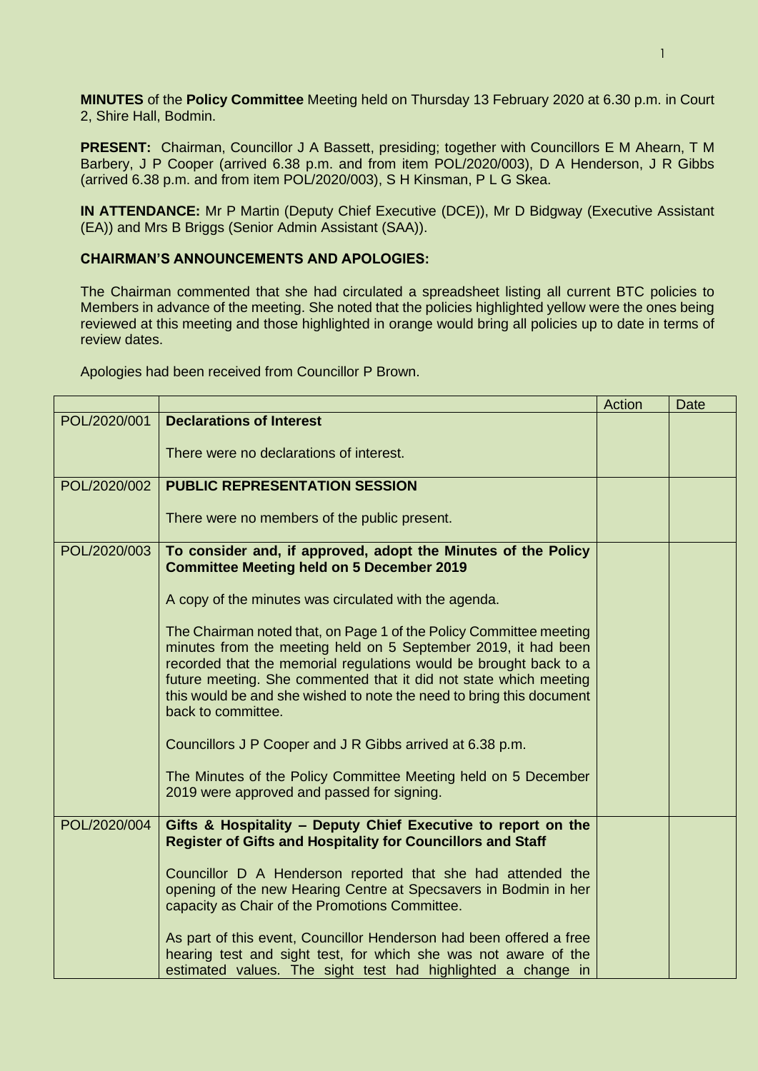**MINUTES** of the **Policy Committee** Meeting held on Thursday 13 February 2020 at 6.30 p.m. in Court 2, Shire Hall, Bodmin.

**PRESENT:** Chairman, Councillor J A Bassett, presiding; together with Councillors E M Ahearn, T M Barbery, J P Cooper (arrived 6.38 p.m. and from item POL/2020/003), D A Henderson, J R Gibbs (arrived 6.38 p.m. and from item POL/2020/003), S H Kinsman, P L G Skea.

**IN ATTENDANCE:** Mr P Martin (Deputy Chief Executive (DCE)), Mr D Bidgway (Executive Assistant (EA)) and Mrs B Briggs (Senior Admin Assistant (SAA)).

**CHAIRMAN'S ANNOUNCEMENTS AND APOLOGIES:**

The Chairman commented that she had circulated a spreadsheet listing all current BTC policies to Members in advance of the meeting. She noted that the policies highlighted yellow were the ones being reviewed at this meeting and those highlighted in orange would bring all policies up to date in terms of review dates.

Apologies had been received from Councillor P Brown.

| | | Action | Date |
|---|---|---|---|
| POL/2020/001 | **Declarations of Interest**<br><br>There were no declarations of interest. | | |
| POL/2020/002 | **PUBLIC REPRESENTATION SESSION**<br><br>There were no members of the public present. | | |
| POL/2020/003 | **To consider and, if approved, adopt the Minutes of the Policy Committee Meeting held on 5 December 2019**<br><br>A copy of the minutes was circulated with the agenda.<br><br>The Chairman noted that, on Page 1 of the Policy Committee meeting minutes from the meeting held on 5 September 2019, it had been recorded that the memorial regulations would be brought back to a future meeting. She commented that it did not state which meeting this would be and she wished to note the need to bring this document back to committee.<br><br>Councillors J P Cooper and J R Gibbs arrived at 6.38 p.m.<br><br>The Minutes of the Policy Committee Meeting held on 5 December 2019 were approved and passed for signing. | | |
| POL/2020/004 | **Gifts & Hospitality – Deputy Chief Executive to report on the Register of Gifts and Hospitality for Councillors and Staff**<br><br>Councillor D A Henderson reported that she had attended the opening of the new Hearing Centre at Specsavers in Bodmin in her capacity as Chair of the Promotions Committee.<br><br>As part of this event, Councillor Henderson had been offered a free hearing test and sight test, for which she was not aware of the estimated values. The sight test had highlighted a change in | | |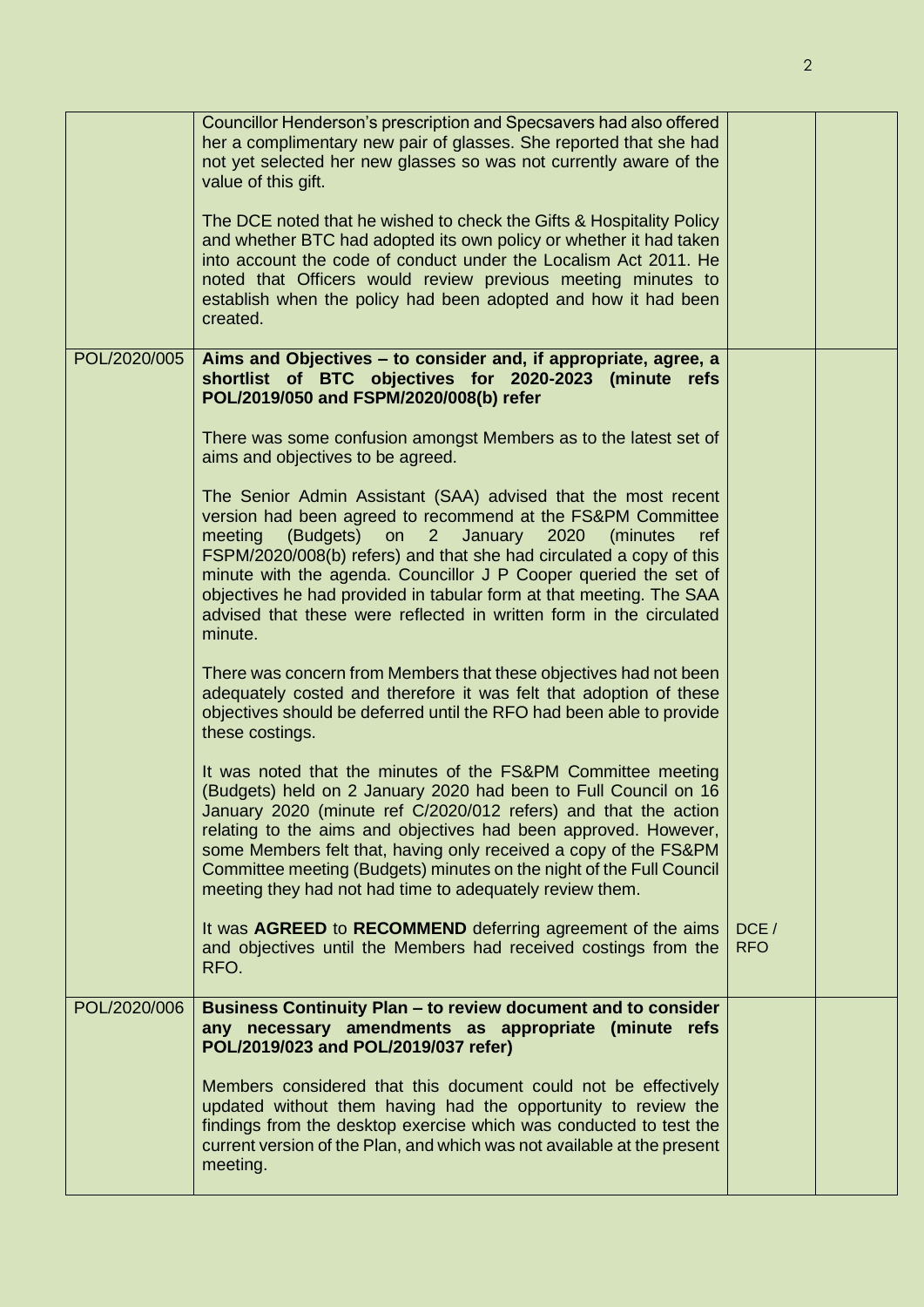| | | | |
|---|---|---|---|
| | Councillor Henderson's prescription and Specsavers had also offered her a complimentary new pair of glasses. She reported that she had not yet selected her new glasses so was not currently aware of the value of this gift.<br><br>The DCE noted that he wished to check the Gifts & Hospitality Policy and whether BTC had adopted its own policy or whether it had taken into account the code of conduct under the Localism Act 2011. He noted that Officers would review previous meeting minutes to establish when the policy had been adopted and how it had been created. | | |
| POL/2020/005 | **Aims and Objectives – to consider and, if appropriate, agree, a shortlist of BTC objectives for 2020-2023 (minute refs POL/2019/050 and FSPM/2020/008(b) refer**<br><br>There was some confusion amongst Members as to the latest set of aims and objectives to be agreed.<br><br>The Senior Admin Assistant (SAA) advised that the most recent version had been agreed to recommend at the FS&PM Committee meeting (Budgets) on 2 January 2020 (minutes ref FSPM/2020/008(b) refers) and that she had circulated a copy of this minute with the agenda. Councillor J P Cooper queried the set of objectives he had provided in tabular form at that meeting. The SAA advised that these were reflected in written form in the circulated minute.<br><br>There was concern from Members that these objectives had not been adequately costed and therefore it was felt that adoption of these objectives should be deferred until the RFO had been able to provide these costings.<br><br>It was noted that the minutes of the FS&PM Committee meeting (Budgets) held on 2 January 2020 had been to Full Council on 16 January 2020 (minute ref C/2020/012 refers) and that the action relating to the aims and objectives had been approved. However, some Members felt that, having only received a copy of the FS&PM Committee meeting (Budgets) minutes on the night of the Full Council meeting they had not had time to adequately review them.<br><br>It was **AGREED** to **RECOMMEND** deferring agreement of the aims and objectives until the Members had received costings from the RFO. | DCE / RFO | |
| POL/2020/006 | **Business Continuity Plan – to review document and to consider any necessary amendments as appropriate (minute refs POL/2019/023 and POL/2019/037 refer)**<br><br>Members considered that this document could not be effectively updated without them having had the opportunity to review the findings from the desktop exercise which was conducted to test the current version of the Plan, and which was not available at the present meeting. | | |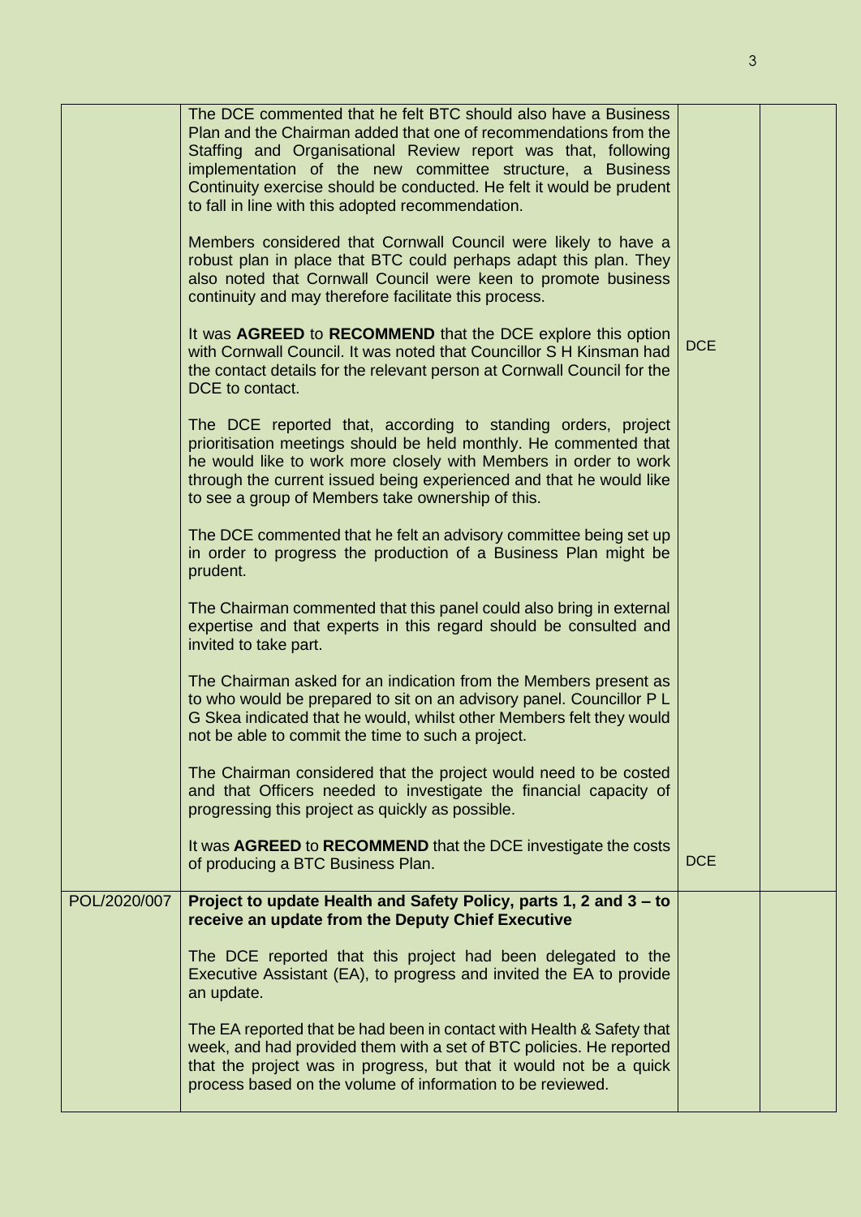| | | | |
|---|---|---|---|
| | The DCE commented that he felt BTC should also have a Business Plan and the Chairman added that one of recommendations from the Staffing and Organisational Review report was that, following implementation of the new committee structure, a Business Continuity exercise should be conducted. He felt it would be prudent to fall in line with this adopted recommendation.<br><br>Members considered that Cornwall Council were likely to have a robust plan in place that BTC could perhaps adapt this plan. They also noted that Cornwall Council were keen to promote business continuity and may therefore facilitate this process.<br><br>It was **AGREED** to **RECOMMEND** that the DCE explore this option with Cornwall Council. It was noted that Councillor S H Kinsman had the contact details for the relevant person at Cornwall Council for the DCE to contact.<br><br>The DCE reported that, according to standing orders, project prioritisation meetings should be held monthly. He commented that he would like to work more closely with Members in order to work through the current issued being experienced and that he would like to see a group of Members take ownership of this.<br><br>The DCE commented that he felt an advisory committee being set up in order to progress the production of a Business Plan might be prudent.<br><br>The Chairman commented that this panel could also bring in external expertise and that experts in this regard should be consulted and invited to take part.<br><br>The Chairman asked for an indication from the Members present as to who would be prepared to sit on an advisory panel. Councillor P L G Skea indicated that he would, whilst other Members felt they would not be able to commit the time to such a project.<br><br>The Chairman considered that the project would need to be costed and that Officers needed to investigate the financial capacity of progressing this project as quickly as possible.<br><br>It was **AGREED** to **RECOMMEND** that the DCE investigate the costs of producing a BTC Business Plan. | DCE<br><br>DCE | |
| POL/2020/007 | **Project to update Health and Safety Policy, parts 1, 2 and 3 – to receive an update from the Deputy Chief Executive**<br><br>The DCE reported that this project had been delegated to the Executive Assistant (EA), to progress and invited the EA to provide an update.<br><br>The EA reported that be had been in contact with Health & Safety that week, and had provided them with a set of BTC policies. He reported that the project was in progress, but that it would not be a quick process based on the volume of information to be reviewed. | | |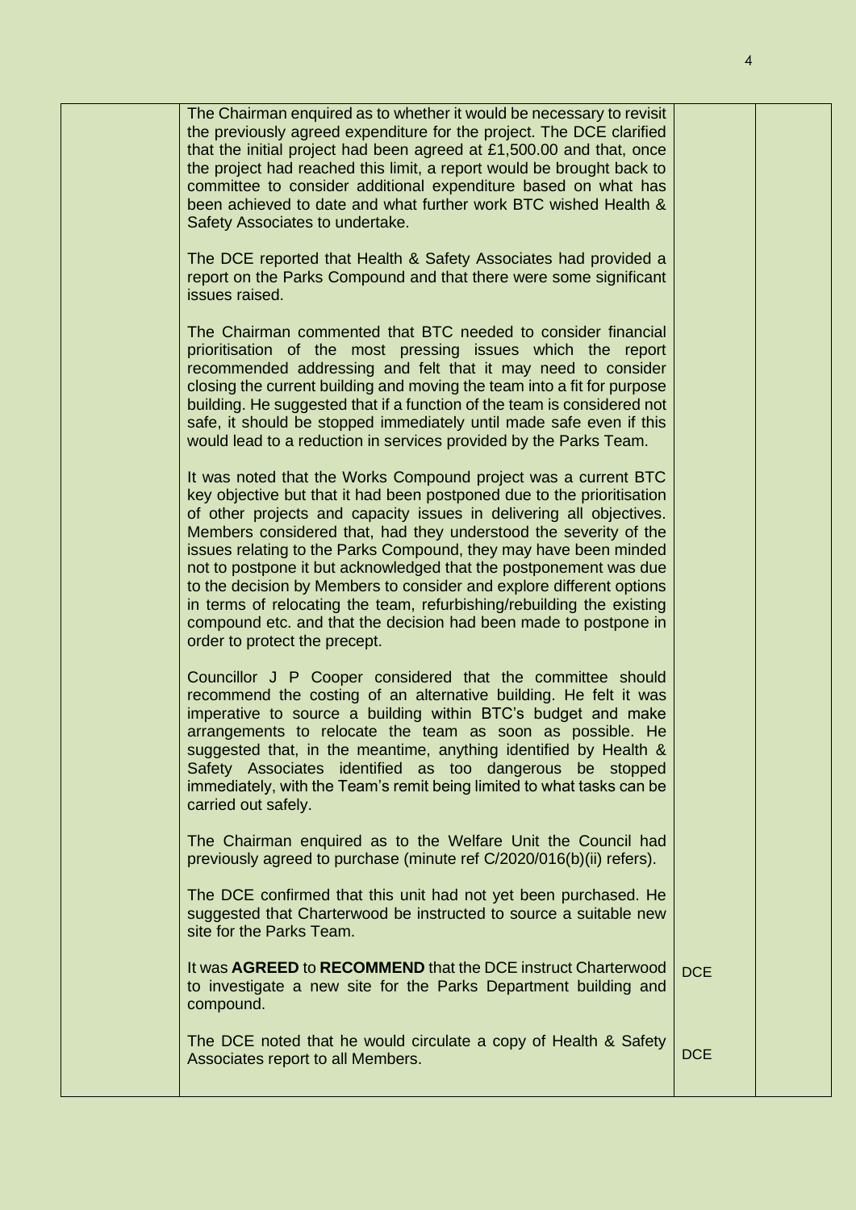| | | | |
|---|---|---|---|
| | The Chairman enquired as to whether it would be necessary to revisit the previously agreed expenditure for the project. The DCE clarified that the initial project had been agreed at £1,500.00 and that, once the project had reached this limit, a report would be brought back to committee to consider additional expenditure based on what has been achieved to date and what further work BTC wished Health & Safety Associates to undertake.<br><br>The DCE reported that Health & Safety Associates had provided a report on the Parks Compound and that there were some significant issues raised.<br><br>The Chairman commented that BTC needed to consider financial prioritisation of the most pressing issues which the report recommended addressing and felt that it may need to consider closing the current building and moving the team into a fit for purpose building. He suggested that if a function of the team is considered not safe, it should be stopped immediately until made safe even if this would lead to a reduction in services provided by the Parks Team.<br><br>It was noted that the Works Compound project was a current BTC key objective but that it had been postponed due to the prioritisation of other projects and capacity issues in delivering all objectives. Members considered that, had they understood the severity of the issues relating to the Parks Compound, they may have been minded not to postpone it but acknowledged that the postponement was due to the decision by Members to consider and explore different options in terms of relocating the team, refurbishing/rebuilding the existing compound etc. and that the decision had been made to postpone in order to protect the precept.<br><br>Councillor J P Cooper considered that the committee should recommend the costing of an alternative building. He felt it was imperative to source a building within BTC's budget and make arrangements to relocate the team as soon as possible. He suggested that, in the meantime, anything identified by Health & Safety Associates identified as too dangerous be stopped immediately, with the Team's remit being limited to what tasks can be carried out safely.<br><br>The Chairman enquired as to the Welfare Unit the Council had previously agreed to purchase (minute ref C/2020/016(b)(ii) refers).<br><br>The DCE confirmed that this unit had not yet been purchased. He suggested that Charterwood be instructed to source a suitable new site for the Parks Team. | | |
| | It was **AGREED** to **RECOMMEND** that the DCE instruct Charterwood to investigate a new site for the Parks Department building and compound. | DCE | |
| | The DCE noted that he would circulate a copy of Health & Safety Associates report to all Members. | DCE | |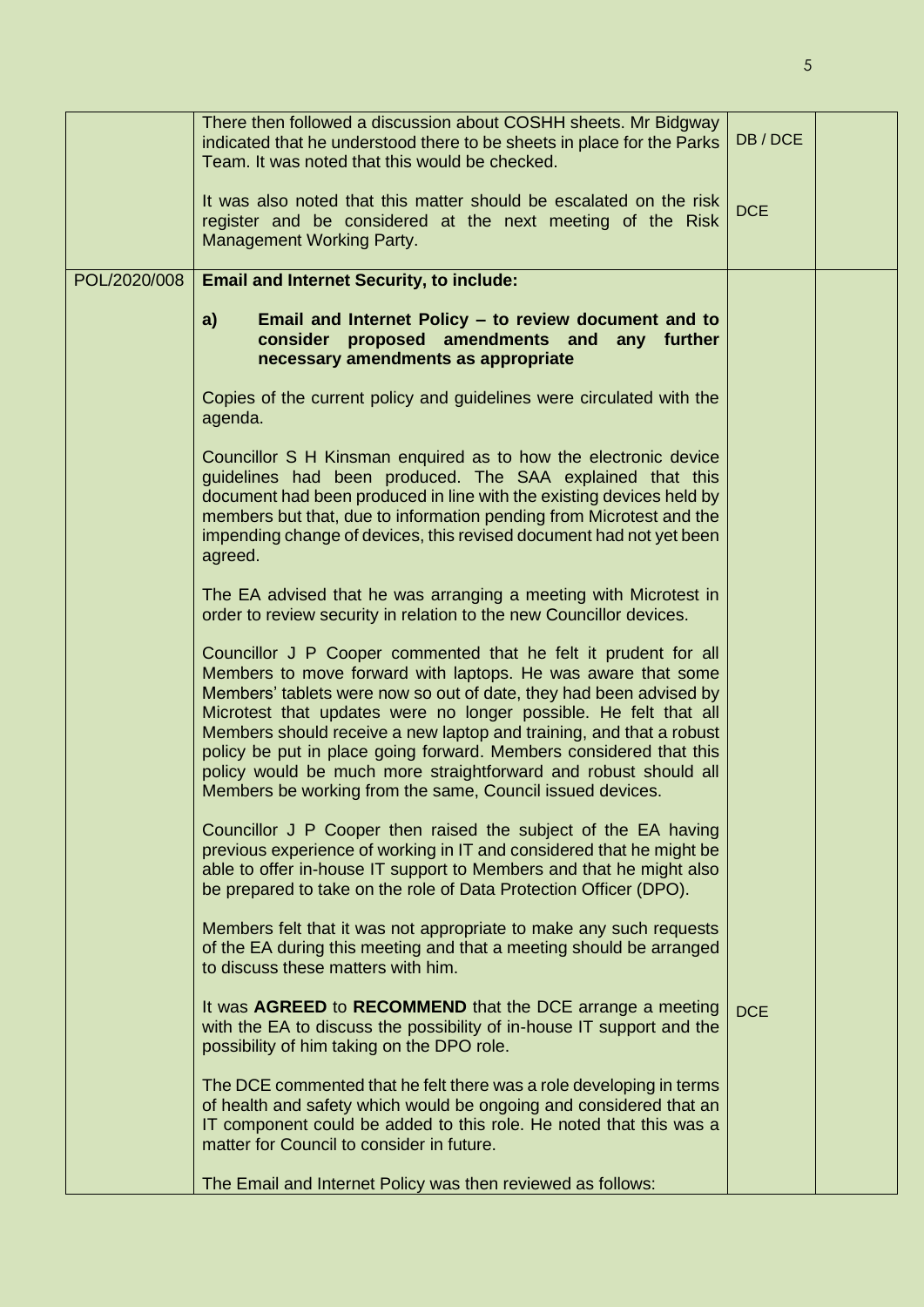| | | | |
|---|---|---|---|
| | There then followed a discussion about COSHH sheets. Mr Bidgway indicated that he understood there to be sheets in place for the Parks Team. It was noted that this would be checked.<br><br>It was also noted that this matter should be escalated on the risk register and be considered at the next meeting of the Risk Management Working Party. | DB / DCE<br><br><br>DCE | |
| POL/2020/008 | **Email and Internet Security, to include:**<br><br>**a) Email and Internet Policy – to review document and to consider proposed amendments and any further necessary amendments as appropriate**<br><br>Copies of the current policy and guidelines were circulated with the agenda.<br><br>Councillor S H Kinsman enquired as to how the electronic device guidelines had been produced. The SAA explained that this document had been produced in line with the existing devices held by members but that, due to information pending from Microtest and the impending change of devices, this revised document had not yet been agreed.<br><br>The EA advised that he was arranging a meeting with Microtest in order to review security in relation to the new Councillor devices.<br><br>Councillor J P Cooper commented that he felt it prudent for all Members to move forward with laptops. He was aware that some Members' tablets were now so out of date, they had been advised by Microtest that updates were no longer possible. He felt that all Members should receive a new laptop and training, and that a robust policy be put in place going forward. Members considered that this policy would be much more straightforward and robust should all Members be working from the same, Council issued devices.<br><br>Councillor J P Cooper then raised the subject of the EA having previous experience of working in IT and considered that he might be able to offer in-house IT support to Members and that he might also be prepared to take on the role of Data Protection Officer (DPO).<br><br>Members felt that it was not appropriate to make any such requests of the EA during this meeting and that a meeting should be arranged to discuss these matters with him.<br><br>It was **AGREED** to **RECOMMEND** that the DCE arrange a meeting with the EA to discuss the possibility of in-house IT support and the possibility of him taking on the DPO role.<br><br>The DCE commented that he felt there was a role developing in terms of health and safety which would be ongoing and considered that an IT component could be added to this role. He noted that this was a matter for Council to consider in future.<br><br>The Email and Internet Policy was then reviewed as follows: | <br><br><br><br><br><br><br><br><br><br><br><br><br><br><br><br><br><br><br><br><br><br><br><br><br><br><br><br>DCE | |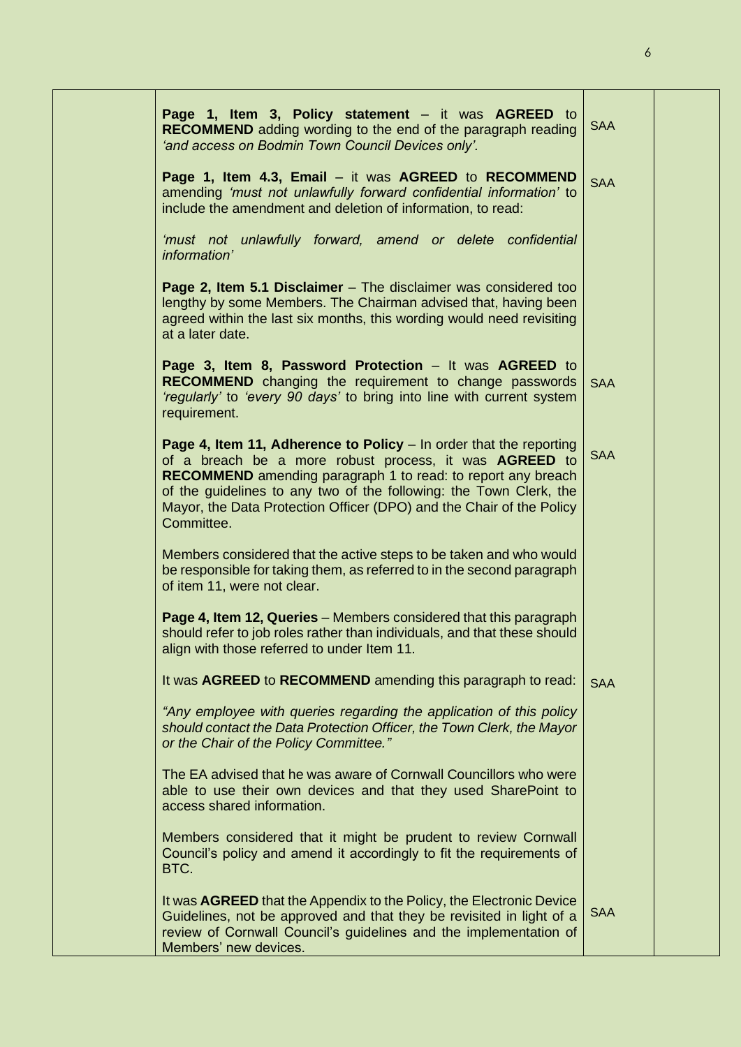| | | | |
|---|---|---|---|
| | **Page 1, Item 3, Policy statement** – it was **AGREED** to **RECOMMEND** adding wording to the end of the paragraph reading *'and access on Bodmin Town Council Devices only'.* | SAA | |
| | **Page 1, Item 4.3, Email** – it was **AGREED** to **RECOMMEND** amending *'must not unlawfully forward confidential information'* to include the amendment and deletion of information, to read:<br><br>*'must not unlawfully forward, amend or delete confidential information'* | SAA | |
| | **Page 2, Item 5.1 Disclaimer** – The disclaimer was considered too lengthy by some Members. The Chairman advised that, having been agreed within the last six months, this wording would need revisiting at a later date. | | |
| | **Page 3, Item 8, Password Protection** – It was **AGREED** to **RECOMMEND** changing the requirement to change passwords *'regularly'* to *'every 90 days'* to bring into line with current system requirement. | SAA | |
| | **Page 4, Item 11, Adherence to Policy** – In order that the reporting of a breach be a more robust process, it was **AGREED** to **RECOMMEND** amending paragraph 1 to read: to report any breach of the guidelines to any two of the following: the Town Clerk, the Mayor, the Data Protection Officer (DPO) and the Chair of the Policy Committee.<br><br>Members considered that the active steps to be taken and who would be responsible for taking them, as referred to in the second paragraph of item 11, were not clear. | SAA | |
| | **Page 4, Item 12, Queries** – Members considered that this paragraph should refer to job roles rather than individuals, and that these should align with those referred to under Item 11. | | |
| | It was **AGREED** to **RECOMMEND** amending this paragraph to read:<br><br>*"Any employee with queries regarding the application of this policy should contact the Data Protection Officer, the Town Clerk, the Mayor or the Chair of the Policy Committee."* | SAA | |
| | The EA advised that he was aware of Cornwall Councillors who were able to use their own devices and that they used SharePoint to access shared information.<br><br>Members considered that it might be prudent to review Cornwall Council's policy and amend it accordingly to fit the requirements of BTC. | | |
| | It was **AGREED** that the Appendix to the Policy, the Electronic Device Guidelines, not be approved and that they be revisited in light of a review of Cornwall Council's guidelines and the implementation of Members' new devices. | SAA | |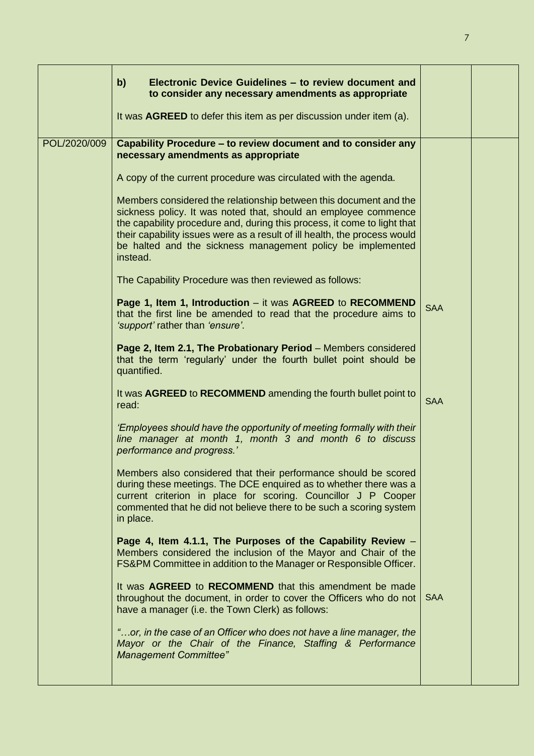| | | | |
|---|---|---|---|
| | **b) Electronic Device Guidelines – to review document and to consider any necessary amendments as appropriate**<br><br>It was **AGREED** to defer this item as per discussion under item (a). | | |
| POL/2020/009 | **Capability Procedure – to review document and to consider any necessary amendments as appropriate**<br><br>A copy of the current procedure was circulated with the agenda.<br><br>Members considered the relationship between this document and the sickness policy. It was noted that, should an employee commence the capability procedure and, during this process, it come to light that their capability issues were as a result of ill health, the process would be halted and the sickness management policy be implemented instead.<br><br>The Capability Procedure was then reviewed as follows:<br><br>**Page 1, Item 1, Introduction** – it was **AGREED** to **RECOMMEND** that the first line be amended to read that the procedure aims to *'support'* rather than *'ensure'*.<br><br>**Page 2, Item 2.1, The Probationary Period** – Members considered that the term 'regularly' under the fourth bullet point should be quantified.<br><br>It was **AGREED** to **RECOMMEND** amending the fourth bullet point to read:<br><br>*'Employees should have the opportunity of meeting formally with their line manager at month 1, month 3 and month 6 to discuss performance and progress.'*<br><br>Members also considered that their performance should be scored during these meetings. The DCE enquired as to whether there was a current criterion in place for scoring. Councillor J P Cooper commented that he did not believe there to be such a scoring system in place.<br><br>**Page 4, Item 4.1.1, The Purposes of the Capability Review** – Members considered the inclusion of the Mayor and Chair of the FS&PM Committee in addition to the Manager or Responsible Officer.<br><br>It was **AGREED** to **RECOMMEND** that this amendment be made throughout the document, in order to cover the Officers who do not have a manager (i.e. the Town Clerk) as follows:<br><br>*"…or, in the case of an Officer who does not have a line manager, the Mayor or the Chair of the Finance, Staffing & Performance Management Committee"* | SAA<br><br>SAA<br><br>SAA | |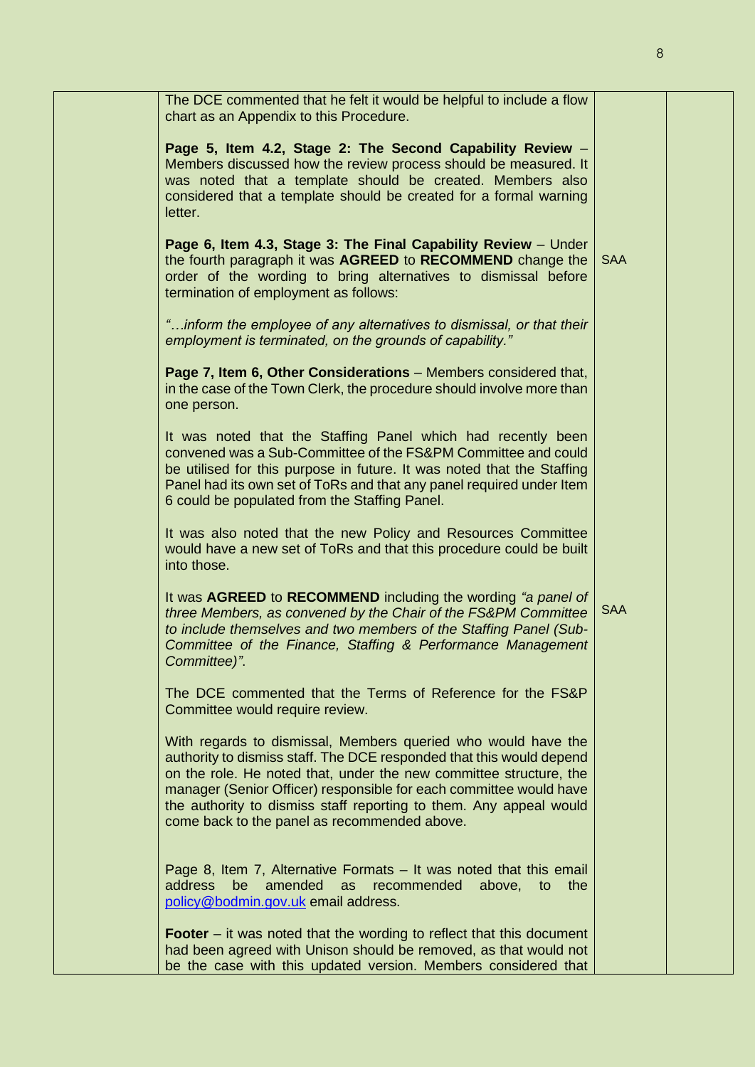| | | | |
|---|---|---|---|
| | The DCE commented that he felt it would be helpful to include a flow chart as an Appendix to this Procedure.<br><br>**Page 5, Item 4.2, Stage 2: The Second Capability Review** – Members discussed how the review process should be measured. It was noted that a template should be created. Members also considered that a template should be created for a formal warning letter.<br><br>**Page 6, Item 4.3, Stage 3: The Final Capability Review** – Under the fourth paragraph it was **AGREED** to **RECOMMEND** change the order of the wording to bring alternatives to dismissal before termination of employment as follows:<br><br>*"…inform the employee of any alternatives to dismissal, or that their employment is terminated, on the grounds of capability."*<br><br>**Page 7, Item 6, Other Considerations** – Members considered that, in the case of the Town Clerk, the procedure should involve more than one person.<br><br>It was noted that the Staffing Panel which had recently been convened was a Sub-Committee of the FS&PM Committee and could be utilised for this purpose in future. It was noted that the Staffing Panel had its own set of ToRs and that any panel required under Item 6 could be populated from the Staffing Panel.<br><br>It was also noted that the new Policy and Resources Committee would have a new set of ToRs and that this procedure could be built into those.<br><br>It was **AGREED** to **RECOMMEND** including the wording *"a panel of three Members, as convened by the Chair of the FS&PM Committee to include themselves and two members of the Staffing Panel (Sub-Committee of the Finance, Staffing & Performance Management Committee)"*.<br><br>The DCE commented that the Terms of Reference for the FS&P Committee would require review.<br><br>With regards to dismissal, Members queried who would have the authority to dismiss staff. The DCE responded that this would depend on the role. He noted that, under the new committee structure, the manager (Senior Officer) responsible for each committee would have the authority to dismiss staff reporting to them. Any appeal would come back to the panel as recommended above.<br><br>Page 8, Item 7, Alternative Formats – It was noted that this email address be amended as recommended above, to the [policy@bodmin.gov.uk](mailto:policy@bodmin.gov.uk) email address.<br><br>**Footer** – it was noted that the wording to reflect that this document had been agreed with Unison should be removed, as that would not be the case with this updated version. Members considered that | SAA<br><br>SAA | |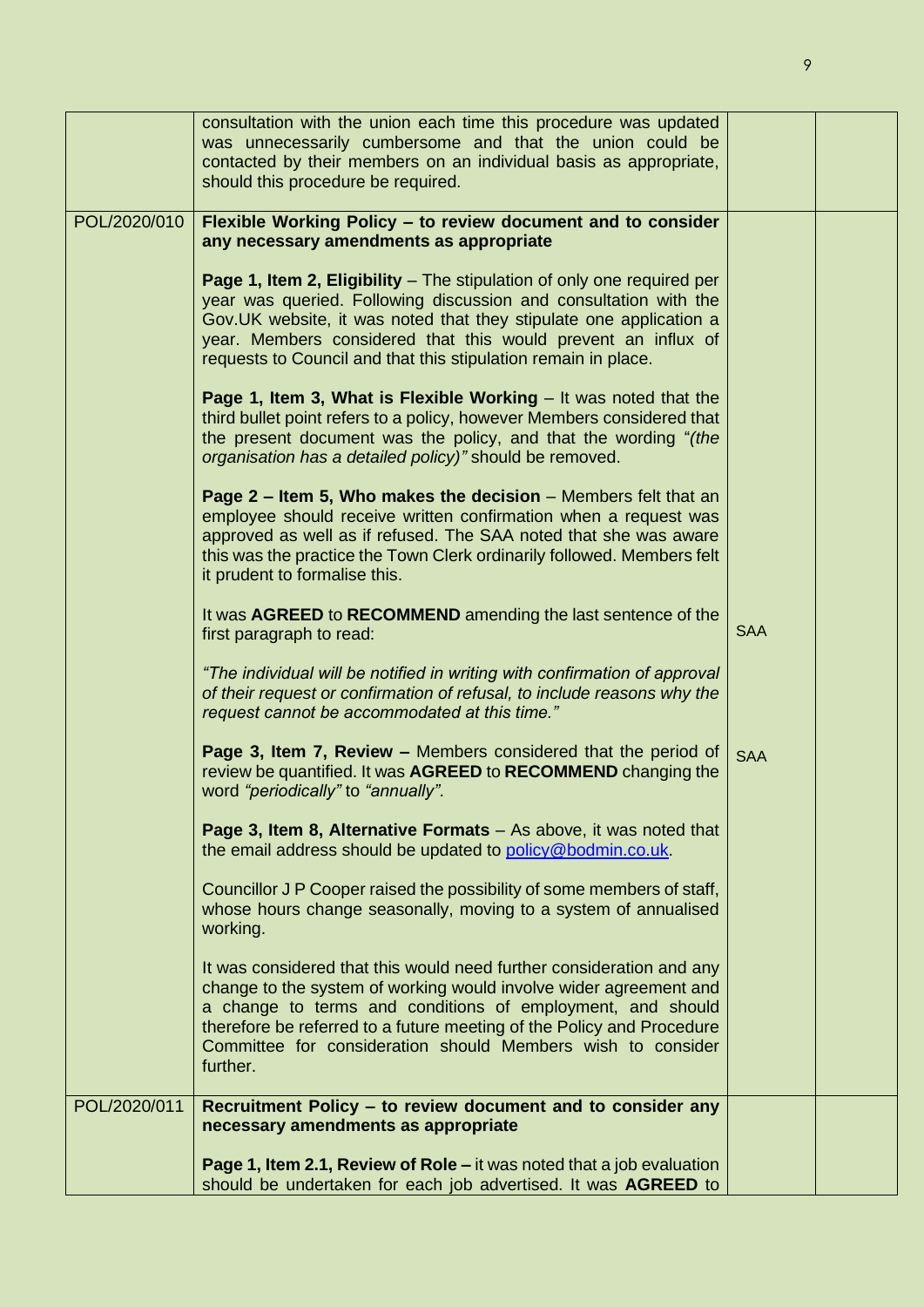| | | | |
|---|---|---|---|
| | consultation with the union each time this procedure was updated was unnecessarily cumbersome and that the union could be contacted by their members on an individual basis as appropriate, should this procedure be required. | | |
| POL/2020/010 | **Flexible Working Policy – to review document and to consider any necessary amendments as appropriate**<br><br>**Page 1, Item 2, Eligibility** – The stipulation of only one required per year was queried. Following discussion and consultation with the Gov.UK website, it was noted that they stipulate one application a year. Members considered that this would prevent an influx of requests to Council and that this stipulation remain in place.<br><br>**Page 1, Item 3, What is Flexible Working** – It was noted that the third bullet point refers to a policy, however Members considered that the present document was the policy, and that the wording "*(the organisation has a detailed policy)"* should be removed.<br><br>**Page 2 – Item 5, Who makes the decision** – Members felt that an employee should receive written confirmation when a request was approved as well as if refused. The SAA noted that she was aware this was the practice the Town Clerk ordinarily followed. Members felt it prudent to formalise this.<br><br>It was **AGREED** to **RECOMMEND** amending the last sentence of the first paragraph to read:<br><br>*"The individual will be notified in writing with confirmation of approval of their request or confirmation of refusal, to include reasons why the request cannot be accommodated at this time."*<br><br>**Page 3, Item 7, Review –** Members considered that the period of review be quantified. It was **AGREED** to **RECOMMEND** changing the word *"periodically"* to *"annually"*.<br><br>**Page 3, Item 8, Alternative Formats** – As above, it was noted that the email address should be updated to policy@bodmin.co.uk.<br><br>Councillor J P Cooper raised the possibility of some members of staff, whose hours change seasonally, moving to a system of annualised working.<br><br>It was considered that this would need further consideration and any change to the system of working would involve wider agreement and a change to terms and conditions of employment, and should therefore be referred to a future meeting of the Policy and Procedure Committee for consideration should Members wish to consider further. | SAA<br><br>SAA | |
| POL/2020/011 | **Recruitment Policy – to review document and to consider any necessary amendments as appropriate**<br><br>**Page 1, Item 2.1, Review of Role –** it was noted that a job evaluation should be undertaken for each job advertised. It was **AGREED** to | | |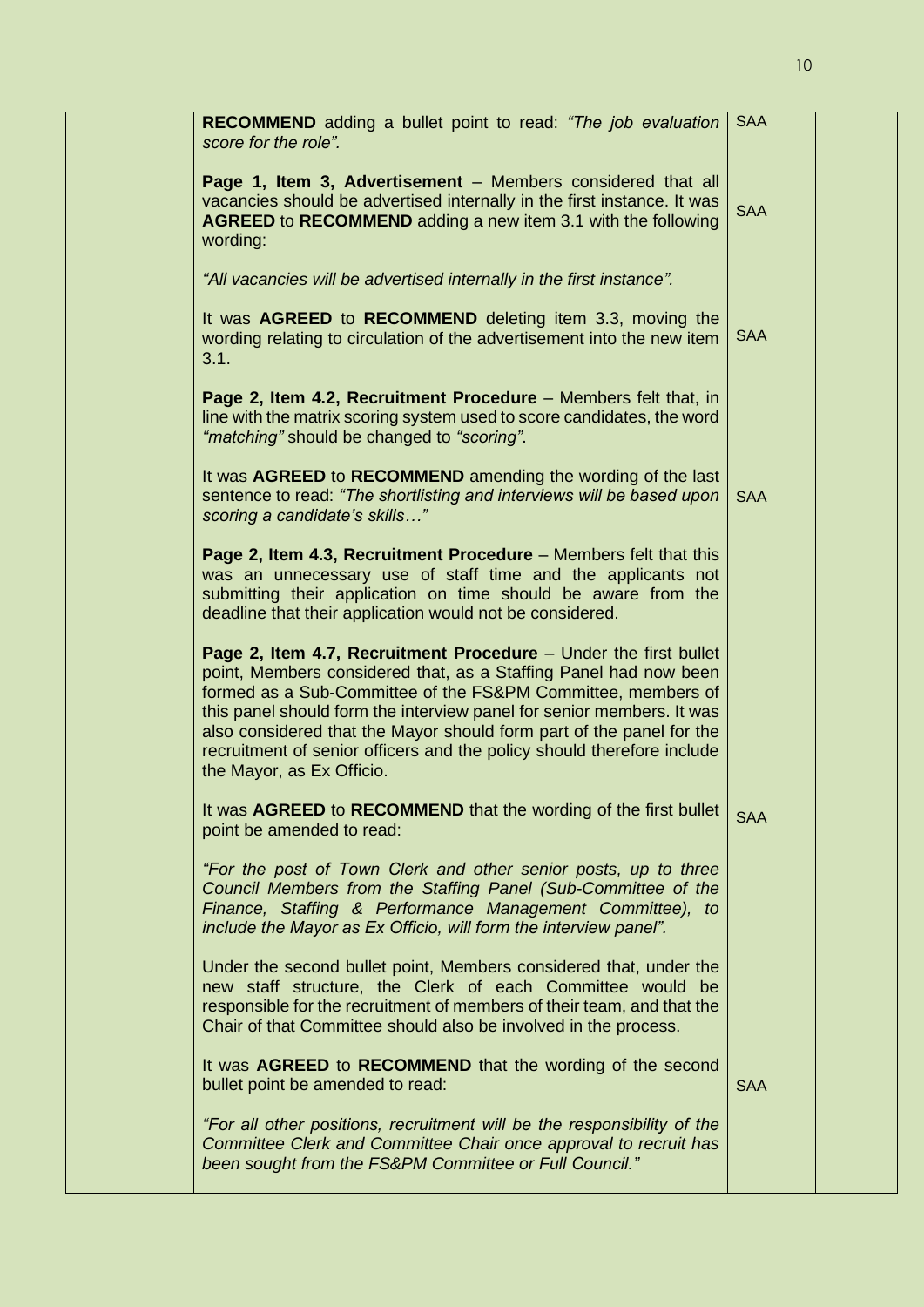| | | | |
|---|---|---|---|
| | **RECOMMEND** adding a bullet point to read: *"The job evaluation score for the role".* | SAA | |
| | **Page 1, Item 3, Advertisement** – Members considered that all vacancies should be advertised internally in the first instance. It was **AGREED** to **RECOMMEND** adding a new item 3.1 with the following wording:<br><br>*"All vacancies will be advertised internally in the first instance".* | SAA | |
| | It was **AGREED** to **RECOMMEND** deleting item 3.3, moving the wording relating to circulation of the advertisement into the new item 3.1. | SAA | |
| | **Page 2, Item 4.2, Recruitment Procedure** – Members felt that, in line with the matrix scoring system used to score candidates, the word *"matching"* should be changed to *"scoring".* | | |
| | It was **AGREED** to **RECOMMEND** amending the wording of the last sentence to read: *"The shortlisting and interviews will be based upon scoring a candidate's skills…"* | SAA | |
| | **Page 2, Item 4.3, Recruitment Procedure** – Members felt that this was an unnecessary use of staff time and the applicants not submitting their application on time should be aware from the deadline that their application would not be considered. | | |
| | **Page 2, Item 4.7, Recruitment Procedure** – Under the first bullet point, Members considered that, as a Staffing Panel had now been formed as a Sub-Committee of the FS&PM Committee, members of this panel should form the interview panel for senior members. It was also considered that the Mayor should form part of the panel for the recruitment of senior officers and the policy should therefore include the Mayor, as Ex Officio. | | |
| | It was **AGREED** to **RECOMMEND** that the wording of the first bullet point be amended to read:<br><br>*"For the post of Town Clerk and other senior posts, up to three Council Members from the Staffing Panel (Sub-Committee of the Finance, Staffing & Performance Management Committee), to include the Mayor as Ex Officio, will form the interview panel".* | SAA | |
| | Under the second bullet point, Members considered that, under the new staff structure, the Clerk of each Committee would be responsible for the recruitment of members of their team, and that the Chair of that Committee should also be involved in the process. | | |
| | It was **AGREED** to **RECOMMEND** that the wording of the second bullet point be amended to read:<br><br>*"For all other positions, recruitment will be the responsibility of the Committee Clerk and Committee Chair once approval to recruit has been sought from the FS&PM Committee or Full Council."* | SAA | |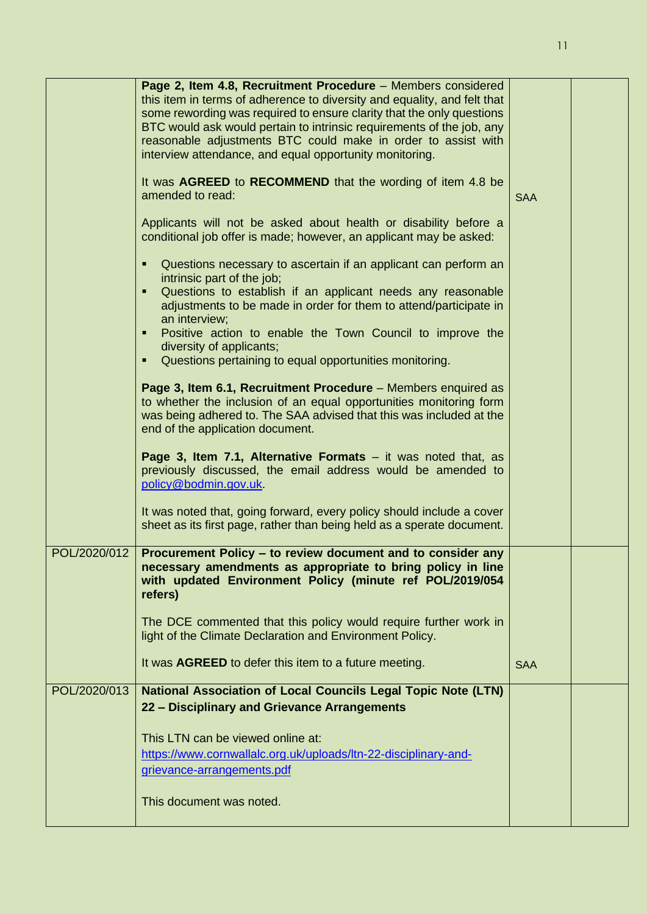| | | | |
|---|---|---|---|
| | **Page 2, Item 4.8, Recruitment Procedure** – Members considered this item in terms of adherence to diversity and equality, and felt that some rewording was required to ensure clarity that the only questions BTC would ask would pertain to intrinsic requirements of the job, any reasonable adjustments BTC could make in order to assist with interview attendance, and equal opportunity monitoring.<br><br>It was **AGREED** to **RECOMMEND** that the wording of item 4.8 be amended to read:<br><br>Applicants will not be asked about health or disability before a conditional job offer is made; however, an applicant may be asked:<br><br>▪ Questions necessary to ascertain if an applicant can perform an intrinsic part of the job;<br>▪ Questions to establish if an applicant needs any reasonable adjustments to be made in order for them to attend/participate in an interview;<br>▪ Positive action to enable the Town Council to improve the diversity of applicants;<br>▪ Questions pertaining to equal opportunities monitoring.<br><br>**Page 3, Item 6.1, Recruitment Procedure** – Members enquired as to whether the inclusion of an equal opportunities monitoring form was being adhered to. The SAA advised that this was included at the end of the application document.<br><br>**Page 3, Item 7.1, Alternative Formats** – it was noted that, as previously discussed, the email address would be amended to policy@bodmin.gov.uk.<br><br>It was noted that, going forward, every policy should include a cover sheet as its first page, rather than being held as a sperate document. | SAA | |
| POL/2020/012 | **Procurement Policy – to review document and to consider any necessary amendments as appropriate to bring policy in line with updated Environment Policy (minute ref POL/2019/054 refers)**<br><br>The DCE commented that this policy would require further work in light of the Climate Declaration and Environment Policy.<br><br>It was **AGREED** to defer this item to a future meeting. | SAA | |
| POL/2020/013 | **National Association of Local Councils Legal Topic Note (LTN) 22 – Disciplinary and Grievance Arrangements**<br><br>This LTN can be viewed online at: https://www.cornwallalc.org.uk/uploads/ltn-22-disciplinary-and-grievance-arrangements.pdf<br><br>This document was noted. | | |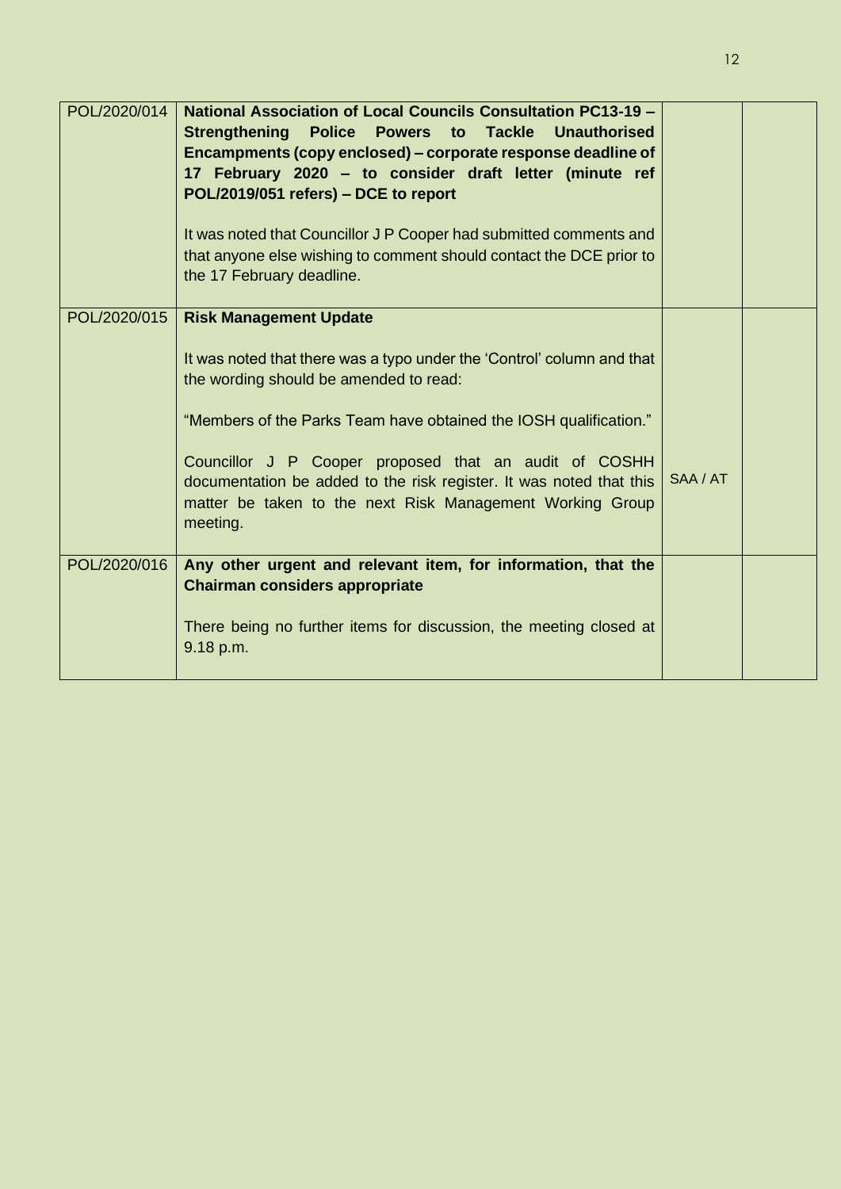| | | | |
|---|---|---|---|
| POL/2020/014 | **National Association of Local Councils Consultation PC13-19 – Strengthening Police Powers to Tackle Unauthorised Encampments (copy enclosed) – corporate response deadline of 17 February 2020 – to consider draft letter (minute ref POL/2019/051 refers) – DCE to report**<br><br>It was noted that Councillor J P Cooper had submitted comments and that anyone else wishing to comment should contact the DCE prior to the 17 February deadline. | | |
| POL/2020/015 | **Risk Management Update**<br><br>It was noted that there was a typo under the 'Control' column and that the wording should be amended to read:<br><br>"Members of the Parks Team have obtained the IOSH qualification."<br><br>Councillor J P Cooper proposed that an audit of COSHH documentation be added to the risk register. It was noted that this matter be taken to the next Risk Management Working Group meeting. | SAA / AT | |
| POL/2020/016 | **Any other urgent and relevant item, for information, that the Chairman considers appropriate**<br><br>There being no further items for discussion, the meeting closed at 9.18 p.m. | | |